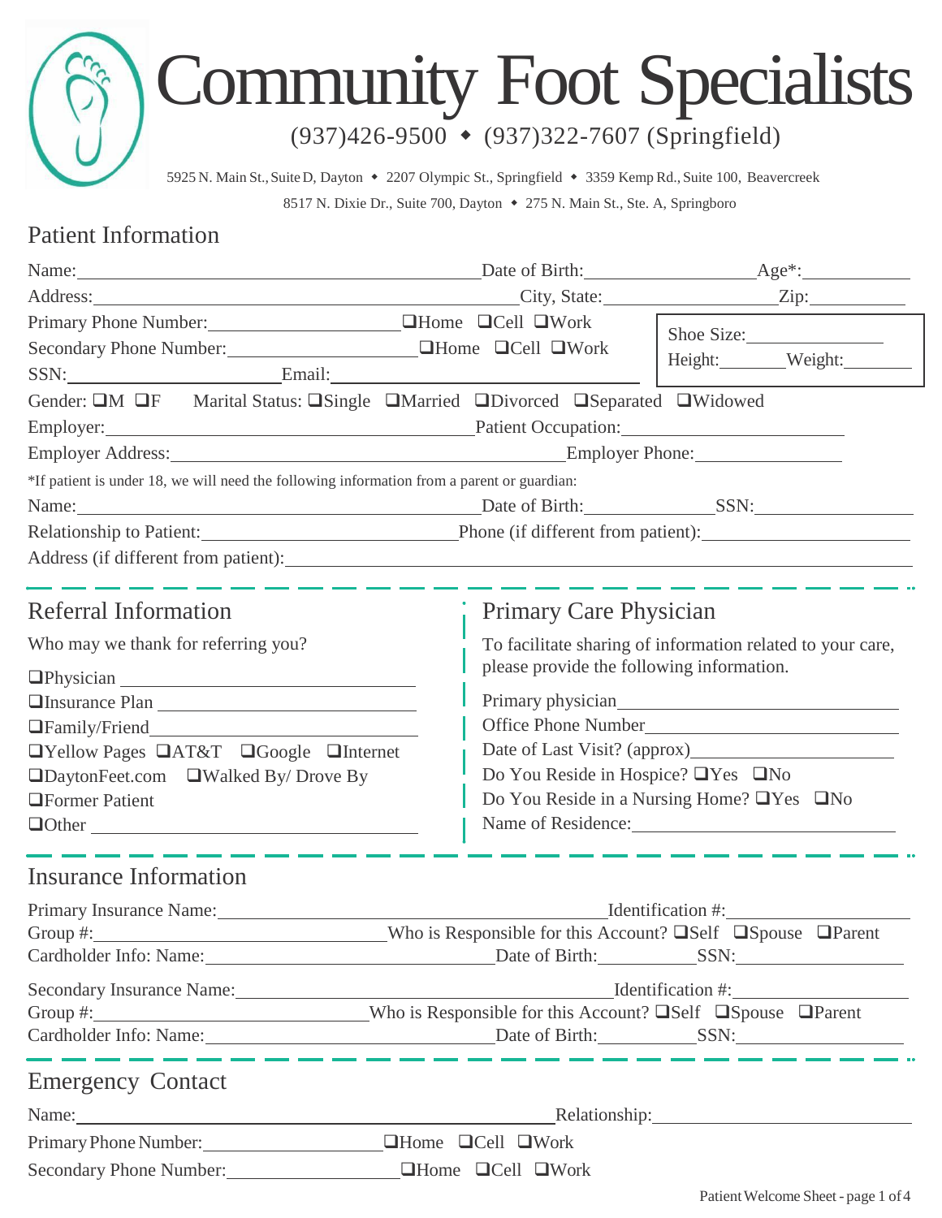# Community Foot Specialists

(937)426-9500 ◆ (937)322-7607 (Springfield)

5925 N. Main St., Suite D, Dayton ◆ 2207 Olympic St., Springfield ◆ 3359 Kemp Rd., Suite 100, Beavercreek
8517 N. Dixie Dr., Suite 700, Dayton ◆ 275 N. Main St., Ste. A, Springboro

## Patient Information

Name:\_\_\_\_\_\_\_\_\_\_\_\_\_\_\_\_\_\_\_\_ Date of Birth:\_\_\_\_\_\_\_\_\_\_ Age*:\_\_\_\_\_\_\_\_

Address:\_\_\_\_\_\_\_\_\_\_\_\_\_\_\_\_\_\_\_\_ City, State:\_\_\_\_\_\_\_\_\_\_ Zip:\_\_\_\_\_\_\_\_

Primary Phone Number:\_\_\_\_\_\_\_\_\_\_ ❑Home ❑Cell ❑Work

Secondary Phone Number:\_\_\_\_\_\_\_\_\_\_ ❑Home ❑Cell ❑Work

SSN:\_\_\_\_\_\_\_\_\_\_ Email:\_\_\_\_\_\_\_\_\_\_\_\_\_\_\_\_\_\_\_\_

Shoe Size:\_\_\_\_\_\_\_\_

Height:\_\_\_\_\_\_\_\_ Weight:\_\_\_\_\_\_\_\_

Gender: ❑M ❑F Marital Status: ❑Single ❑Married ❑Divorced ❑Separated ❑Widowed

Employer:\_\_\_\_\_\_\_\_\_\_\_\_\_\_\_\_\_\_\_\_ Patient Occupation:\_\_\_\_\_\_\_\_\_\_

Employer Address:\_\_\_\_\_\_\_\_\_\_\_\_\_\_\_\_\_\_\_\_ Employer Phone:\_\_\_\_\_\_\_\_\_\_

*If patient is under 18, we will need the following information from a parent or guardian:

Name:\_\_\_\_\_\_\_\_\_\_\_\_\_\_\_\_\_\_\_\_ Date of Birth:\_\_\_\_\_\_\_\_\_\_ SSN:\_\_\_\_\_\_\_\_\_\_

Relationship to Patient:\_\_\_\_\_\_\_\_\_\_\_\_\_\_\_\_\_\_\_\_ Phone (if different from patient):\_\_\_\_\_\_\_\_\_\_

Address (if different from patient):\_\_\_\_\_\_\_\_\_\_\_\_\_\_\_\_\_\_\_\_

## Referral Information

Who may we thank for referring you?

❑Physician \_\_\_\_\_\_\_\_\_\_\_\_\_\_\_\_\_\_\_\_

❑Insurance Plan \_\_\_\_\_\_\_\_\_\_\_\_\_\_\_\_\_\_\_\_

❑Family/Friend\_\_\_\_\_\_\_\_\_\_\_\_\_\_\_\_\_\_\_\_

❑Yellow Pages ❑AT&T ❑Google ❑Internet

❑DaytonFeet.com ❑Walked By/ Drove By

❑Former Patient

❑Other \_\_\_\_\_\_\_\_\_\_\_\_\_\_\_\_\_\_\_\_

## Primary Care Physician

To facilitate sharing of information related to your care, please provide the following information.

Primary physician\_\_\_\_\_\_\_\_\_\_\_\_\_\_\_\_\_\_\_\_

Office Phone Number\_\_\_\_\_\_\_\_\_\_\_\_\_\_\_\_\_\_\_\_

Date of Last Visit? (approx)\_\_\_\_\_\_\_\_\_\_\_\_\_\_\_\_\_\_\_\_

Do You Reside in Hospice? ❑Yes ❑No

Do You Reside in a Nursing Home? ❑Yes ❑No

Name of Residence:\_\_\_\_\_\_\_\_\_\_\_\_\_\_\_\_\_\_\_\_

## Insurance Information

Primary Insurance Name:\_\_\_\_\_\_\_\_\_\_\_\_\_\_\_\_\_\_\_\_ Identification #:\_\_\_\_\_\_\_\_\_\_

Group #:\_\_\_\_\_\_\_\_\_\_ Who is Responsible for this Account? ❑Self ❑Spouse ❑Parent

Cardholder Info: Name:\_\_\_\_\_\_\_\_\_\_\_\_\_\_\_\_\_\_\_\_ Date of Birth:\_\_\_\_\_\_\_\_\_\_ SSN:\_\_\_\_\_\_\_\_\_\_

Secondary Insurance Name:\_\_\_\_\_\_\_\_\_\_\_\_\_\_\_\_\_\_\_\_ Identification #:\_\_\_\_\_\_\_\_\_\_

Group #:\_\_\_\_\_\_\_\_\_\_ Who is Responsible for this Account? ❑Self ❑Spouse ❑Parent

Cardholder Info: Name:\_\_\_\_\_\_\_\_\_\_\_\_\_\_\_\_\_\_\_\_ Date of Birth:\_\_\_\_\_\_\_\_\_\_ SSN:\_\_\_\_\_\_\_\_\_\_

## Emergency Contact

Name:\_\_\_\_\_\_\_\_\_\_\_\_\_\_\_\_\_\_\_\_ Relationship:\_\_\_\_\_\_\_\_\_\_\_\_\_\_\_\_\_\_\_\_

Primary Phone Number:\_\_\_\_\_\_\_\_\_\_ ❑Home ❑Cell ❑Work

Secondary Phone Number:\_\_\_\_\_\_\_\_\_\_ ❑Home ❑Cell ❑Work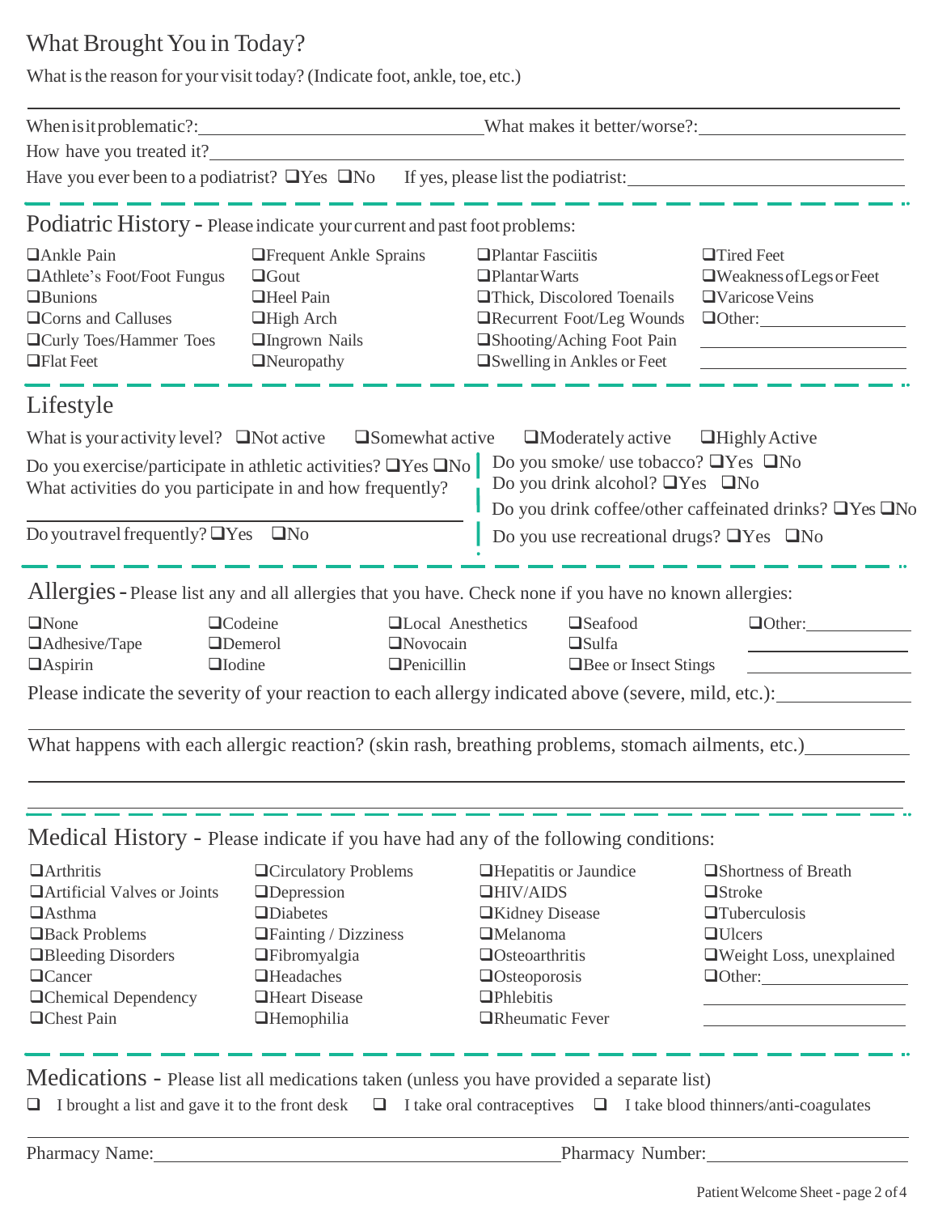## What Brought You in Today?

What is the reason for your visit today? (Indicate foot, ankle, toe, etc.)

______________________________________________

When is it problematic?: ______________ What makes it better/worse?: ______________

How have you treated it? ______________

Have you ever been to a podiatrist? ❑Yes ❑No If yes, please list the podiatrist: ______________

## Podiatric History - Please indicate your current and past foot problems:

| | | | |
|---|---|---|---|
| ❑Ankle Pain | ❑Frequent Ankle Sprains | ❑Plantar Fasciitis | ❑Tired Feet |
| ❑Athlete's Foot/Foot Fungus | ❑Gout | ❑Plantar Warts | ❑Weakness of Legs or Feet |
| ❑Bunions | ❑Heel Pain | ❑Thick, Discolored Toenails | ❑Varicose Veins |
| ❑Corns and Calluses | ❑High Arch | ❑Recurrent Foot/Leg Wounds | ❑Other: ______ |
| ❑Curly Toes/Hammer Toes | ❑Ingrown Nails | ❑Shooting/Aching Foot Pain | ______ |
| ❑Flat Feet | ❑Neuropathy | ❑Swelling in Ankles or Feet | ______ |

## Lifestyle

What is your activity level? ❑Not active ❑Somewhat active ❑Moderately active ❑Highly Active

Do you exercise/participate in athletic activities? ❑Yes ❑No

What activities do you participate in and how frequently?

______________

Do you travel frequently? ❑Yes ❑No

Do you smoke/ use tobacco? ❑Yes ❑No

Do you drink alcohol? ❑Yes ❑No

Do you drink coffee/other caffeinated drinks? ❑Yes ❑No

Do you use recreational drugs? ❑Yes ❑No

## Allergies - Please list any and all allergies that you have. Check none if you have no known allergies:

| | | | | |
|---|---|---|---|---|
| ❑None | ❑Codeine | ❑Local Anesthetics | ❑Seafood | ❑Other: ______ |
| ❑Adhesive/Tape | ❑Demerol | ❑Novocain | ❑Sulfa | ______ |
| ❑Aspirin | ❑Iodine | ❑Penicillin | ❑Bee or Insect Stings | ______ |

Please indicate the severity of your reaction to each allergy indicated above (severe, mild, etc.): ______________

______________________________________________

What happens with each allergic reaction? (skin rash, breathing problems, stomach ailments, etc.) ______________

______________________________________________

______________________________________________

## Medical History - Please indicate if you have had any of the following conditions:

| | | | |
|---|---|---|---|
| ❑Arthritis | ❑Circulatory Problems | ❑Hepatitis or Jaundice | ❑Shortness of Breath |
| ❑Artificial Valves or Joints | ❑Depression | ❑HIV/AIDS | ❑Stroke |
| ❑Asthma | ❑Diabetes | ❑Kidney Disease | ❑Tuberculosis |
| ❑Back Problems | ❑Fainting / Dizziness | ❑Melanoma | ❑Ulcers |
| ❑Bleeding Disorders | ❑Fibromyalgia | ❑Osteoarthritis | ❑Weight Loss, unexplained |
| ❑Cancer | ❑Headaches | ❑Osteoporosis | ❑Other: ______ |
| ❑Chemical Dependency | ❑Heart Disease | ❑Phlebitis | ______ |
| ❑Chest Pain | ❑Hemophilia | ❑Rheumatic Fever | ______ |

## Medications - Please list all medications taken (unless you have provided a separate list)

❑ I brought a list and gave it to the front desk ❑ I take oral contraceptives ❑ I take blood thinners/anti-coagulates

______________________________________________

Pharmacy Name: ______________ Pharmacy Number: ______________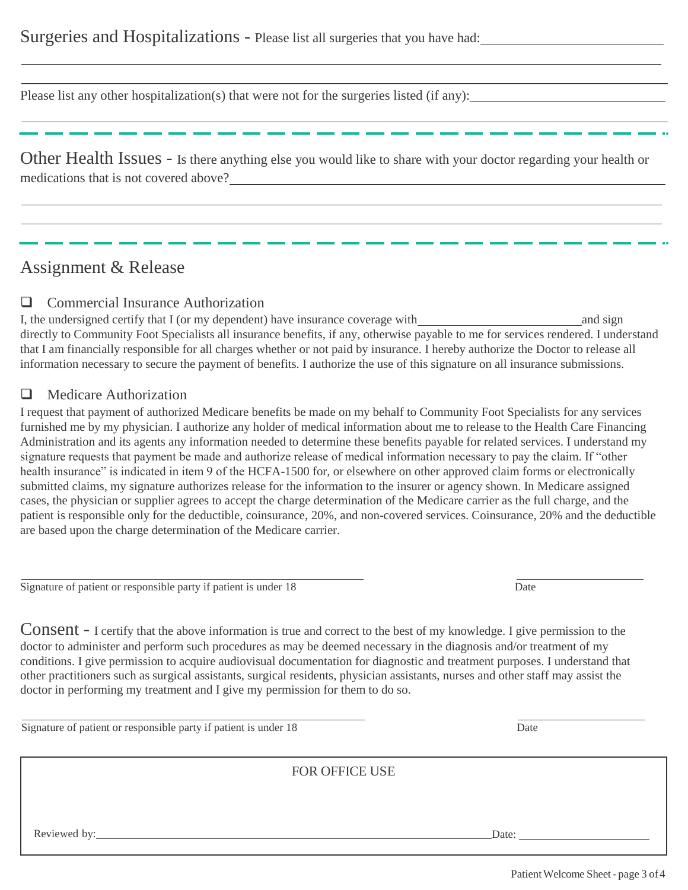## Surgeries and Hospitalizations - Please list all surgeries that you have had: ______________________________

______________________________________________________________________________

______________________________________________________________________________

Please list any other hospitalization(s) that were not for the surgeries listed (if any): ______________________________

______________________________________________________________________________

---

## Other Health Issues - Is there anything else you would like to share with your doctor regarding your health or medications that is not covered above? ______________________________

______________________________________________________________________________

______________________________________________________________________________

---

## Assignment & Release

❑ Commercial Insurance Authorization

I, the undersigned certify that I (or my dependent) have insurance coverage with ____________________________ and sign directly to Community Foot Specialists all insurance benefits, if any, otherwise payable to me for services rendered. I understand that I am financially responsible for all charges whether or not paid by insurance. I hereby authorize the Doctor to release all information necessary to secure the payment of benefits. I authorize the use of this signature on all insurance submissions.

❑ Medicare Authorization

I request that payment of authorized Medicare benefits be made on my behalf to Community Foot Specialists for any services furnished me by my physician. I authorize any holder of medical information about me to release to the Health Care Financing Administration and its agents any information needed to determine these benefits payable for related services. I understand my signature requests that payment be made and authorize release of medical information necessary to pay the claim. If "other health insurance" is indicated in item 9 of the HCFA-1500 for, or elsewhere on other approved claim forms or electronically submitted claims, my signature authorizes release for the information to the insurer or agency shown. In Medicare assigned cases, the physician or supplier agrees to accept the charge determination of the Medicare carrier as the full charge, and the patient is responsible only for the deductible, coinsurance, 20%, and non-covered services. Coinsurance, 20% and the deductible are based upon the charge determination of the Medicare carrier.

______________________________________________ ____________________

Signature of patient or responsible party if patient is under 18 Date

## Consent - I certify that the above information is true and correct to the best of my knowledge. I give permission to the doctor to administer and perform such procedures as may be deemed necessary in the diagnosis and/or treatment of my conditions. I give permission to acquire audiovisual documentation for diagnostic and treatment purposes. I understand that other practitioners such as surgical assistants, surgical residents, physician assistants, nurses and other staff may assist the doctor in performing my treatment and I give my permission for them to do so.

______________________________________________ ____________________

Signature of patient or responsible party if patient is under 18 Date

FOR OFFICE USE

Reviewed by: ____________________________________________ Date: ____________________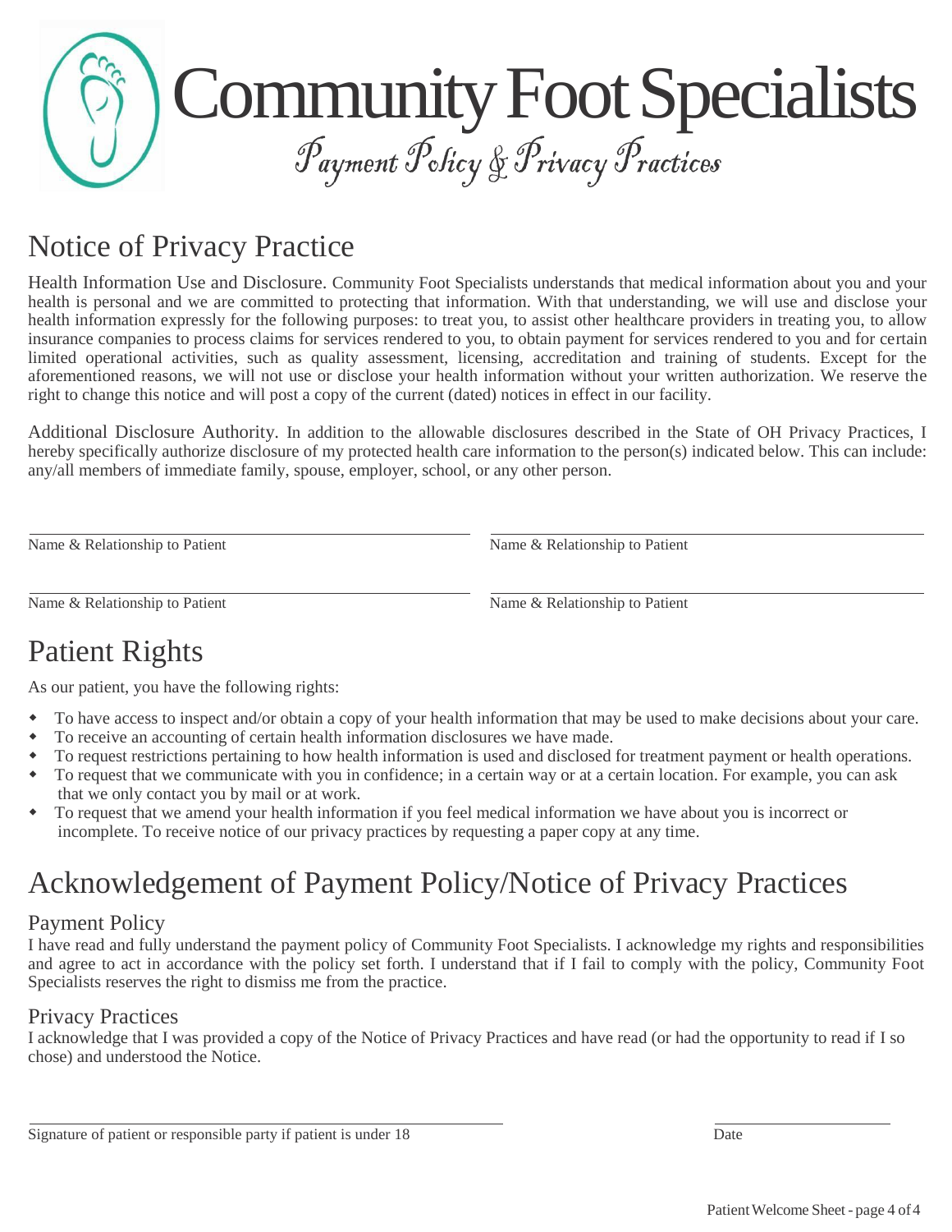# Community Foot Specialists

*Payment Policy & Privacy Practices*

## Notice of Privacy Practice

Health Information Use and Disclosure. Community Foot Specialists understands that medical information about you and your health is personal and we are committed to protecting that information. With that understanding, we will use and disclose your health information expressly for the following purposes: to treat you, to assist other healthcare providers in treating you, to allow insurance companies to process claims for services rendered to you, to obtain payment for services rendered to you and for certain limited operational activities, such as quality assessment, licensing, accreditation and training of students. Except for the aforementioned reasons, we will not use or disclose your health information without your written authorization. We reserve the right to change this notice and will post a copy of the current (dated) notices in effect in our facility.

Additional Disclosure Authority. In addition to the allowable disclosures described in the State of OH Privacy Practices, I hereby specifically authorize disclosure of my protected health care information to the person(s) indicated below. This can include: any/all members of immediate family, spouse, employer, school, or any other person.

Name & Relationship to Patient

Name & Relationship to Patient

Name & Relationship to Patient

Name & Relationship to Patient

## Patient Rights

As our patient, you have the following rights:

- To have access to inspect and/or obtain a copy of your health information that may be used to make decisions about your care.
- To receive an accounting of certain health information disclosures we have made.
- To request restrictions pertaining to how health information is used and disclosed for treatment payment or health operations.
- To request that we communicate with you in confidence; in a certain way or at a certain location. For example, you can ask that we only contact you by mail or at work.
- To request that we amend your health information if you feel medical information we have about you is incorrect or incomplete. To receive notice of our privacy practices by requesting a paper copy at any time.

## Acknowledgement of Payment Policy/Notice of Privacy Practices

### Payment Policy

I have read and fully understand the payment policy of Community Foot Specialists. I acknowledge my rights and responsibilities and agree to act in accordance with the policy set forth. I understand that if I fail to comply with the policy, Community Foot Specialists reserves the right to dismiss me from the practice.

### Privacy Practices

I acknowledge that I was provided a copy of the Notice of Privacy Practices and have read (or had the opportunity to read if I so chose) and understood the Notice.

Signature of patient or responsible party if patient is under 18

Date